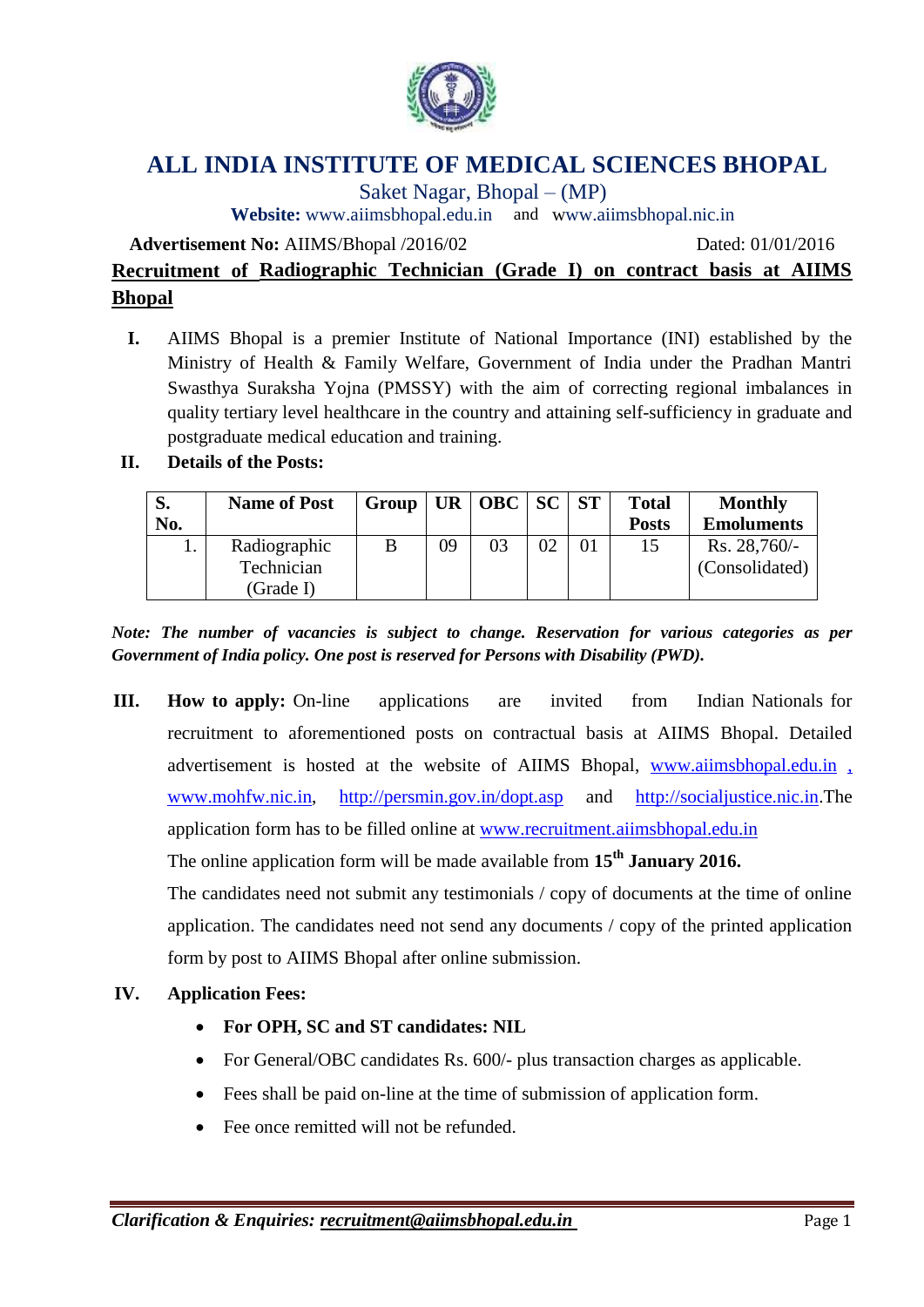# ALL INDIA INSTITUTE OF MEDICAL SCIENCES BHOPAL

Saket Nagar, Bhopal – (MP)

**Website:** www.aiimsbhopal.edu.in and www.aiimsbhopal.nic.in

**Advertisement No:** AIIMS/Bhopal /2016/02 Dated: 01/01/2016

## Recruitment of Radiographic Technician (Grade I) on contract basis at AIIMS Bhopal

**I.** AIIMS Bhopal is a premier Institute of National Importance (INI) established by the Ministry of Health & Family Welfare, Government of India under the Pradhan Mantri Swasthya Suraksha Yojna (PMSSY) with the aim of correcting regional imbalances in quality tertiary level healthcare in the country and attaining self-sufficiency in graduate and postgraduate medical education and training.

**II. Details of the Posts:**

| S. No. | Name of Post | Group | UR | OBC | SC | ST | Total Posts | Monthly Emoluments |
|---|---|---|---|---|---|---|---|---|
| 1. | Radiographic Technician (Grade I) | B | 09 | 03 | 02 | 01 | 15 | Rs. 28,760/- (Consolidated) |

***Note: The number of vacancies is subject to change. Reservation for various categories as per Government of India policy. One post is reserved for Persons with Disability (PWD).***

**III. How to apply:** On-line applications are invited from Indian Nationals for recruitment to aforementioned posts on contractual basis at AIIMS Bhopal. Detailed advertisement is hosted at the website of AIIMS Bhopal, www.aiimsbhopal.edu.in , www.mohfw.nic.in, http://persmin.gov.in/dopt.asp and http://socialjustice.nic.in.The application form has to be filled online at www.recruitment.aiimsbhopal.edu.in

The online application form will be made available from **15th January 2016.**

The candidates need not submit any testimonials / copy of documents at the time of online application. The candidates need not send any documents / copy of the printed application form by post to AIIMS Bhopal after online submission.

**IV. Application Fees:**

- **For OPH, SC and ST candidates: NIL**
- For General/OBC candidates Rs. 600/- plus transaction charges as applicable.
- Fees shall be paid on-line at the time of submission of application form.
- Fee once remitted will not be refunded.

***Clarification & Enquiries: recruitment@aiimsbhopal.edu.in***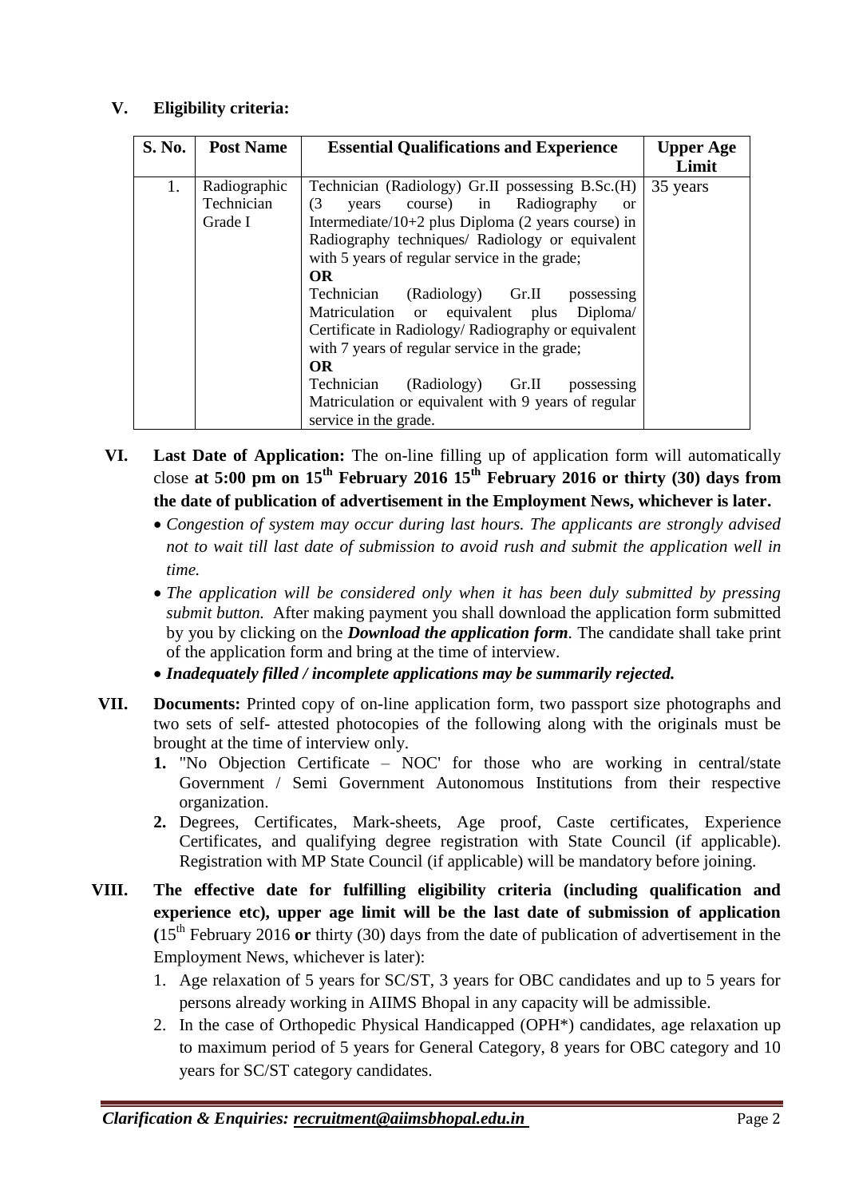## V. Eligibility criteria:

| S. No. | Post Name | Essential Qualifications and Experience | Upper Age Limit |
|---|---|---|---|
| 1. | Radiographic Technician Grade I | Technician (Radiology) Gr.II possessing B.Sc.(H) (3 years course) in Radiography or Intermediate/10+2 plus Diploma (2 years course) in Radiography techniques/ Radiology or equivalent with 5 years of regular service in the grade; **OR** Technician (Radiology) Gr.II possessing Matriculation or equivalent plus Diploma/ Certificate in Radiology/ Radiography or equivalent with 7 years of regular service in the grade; **OR** Technician (Radiology) Gr.II possessing Matriculation or equivalent with 9 years of regular service in the grade. | 35 years |

**VI. Last Date of Application:** The on-line filling up of application form will automatically close **at 5:00 pm on 15th February 2016 15th February 2016 or thirty (30) days from the date of publication of advertisement in the Employment News, whichever is later.**

- *Congestion of system may occur during last hours. The applicants are strongly advised not to wait till last date of submission to avoid rush and submit the application well in time.*
- *The application will be considered only when it has been duly submitted by pressing submit button.* After making payment you shall download the application form submitted by you by clicking on the ***Download the application form***. The candidate shall take print of the application form and bring at the time of interview.
- ***Inadequately filled / incomplete applications may be summarily rejected.***

**VII. Documents:** Printed copy of on-line application form, two passport size photographs and two sets of self- attested photocopies of the following along with the originals must be brought at the time of interview only.

1. "No Objection Certificate – NOC' for those who are working in central/state Government / Semi Government Autonomous Institutions from their respective organization.
2. Degrees, Certificates, Mark-sheets, Age proof, Caste certificates, Experience Certificates, and qualifying degree registration with State Council (if applicable). Registration with MP State Council (if applicable) will be mandatory before joining.

**VIII. The effective date for fulfilling eligibility criteria (including qualification and experience etc), upper age limit will be the last date of submission of application (**15th February 2016 **or** thirty (30) days from the date of publication of advertisement in the Employment News, whichever is later):

1. Age relaxation of 5 years for SC/ST, 3 years for OBC candidates and up to 5 years for persons already working in AIIMS Bhopal in any capacity will be admissible.
2. In the case of Orthopedic Physical Handicapped (OPH*) candidates, age relaxation up to maximum period of 5 years for General Category, 8 years for OBC category and 10 years for SC/ST category candidates.

*Clarification & Enquiries: recruitment@aiimsbhopal.edu.in*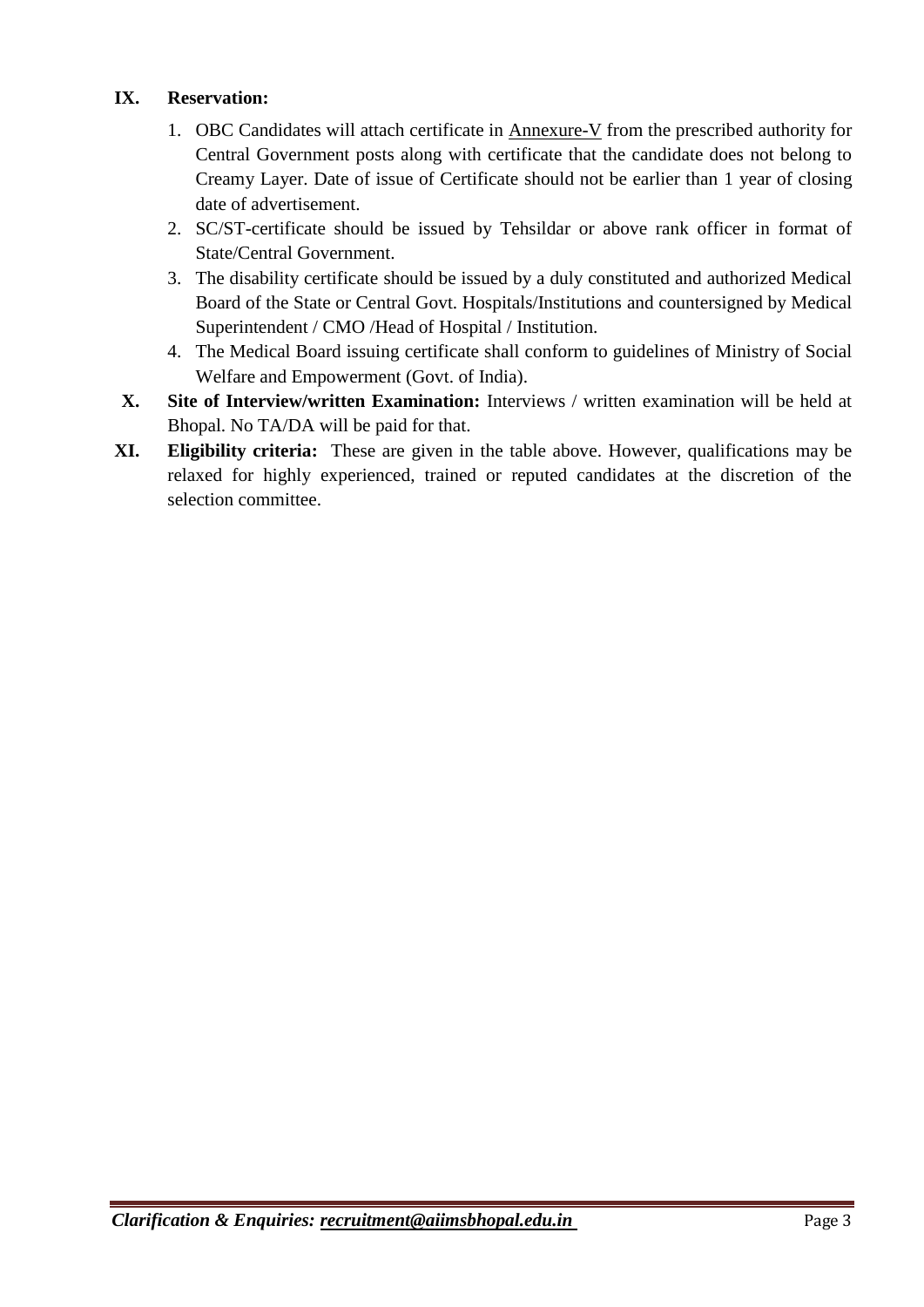**IX. Reservation:**

1. OBC Candidates will attach certificate in Annexure-V from the prescribed authority for Central Government posts along with certificate that the candidate does not belong to Creamy Layer. Date of issue of Certificate should not be earlier than 1 year of closing date of advertisement.
2. SC/ST-certificate should be issued by Tehsildar or above rank officer in format of State/Central Government.
3. The disability certificate should be issued by a duly constituted and authorized Medical Board of the State or Central Govt. Hospitals/Institutions and countersigned by Medical Superintendent / CMO /Head of Hospital / Institution.
4. The Medical Board issuing certificate shall conform to guidelines of Ministry of Social Welfare and Empowerment (Govt. of India).

**X. Site of Interview/written Examination:** Interviews / written examination will be held at Bhopal. No TA/DA will be paid for that.

**XI. Eligibility criteria:** These are given in the table above. However, qualifications may be relaxed for highly experienced, trained or reputed candidates at the discretion of the selection committee.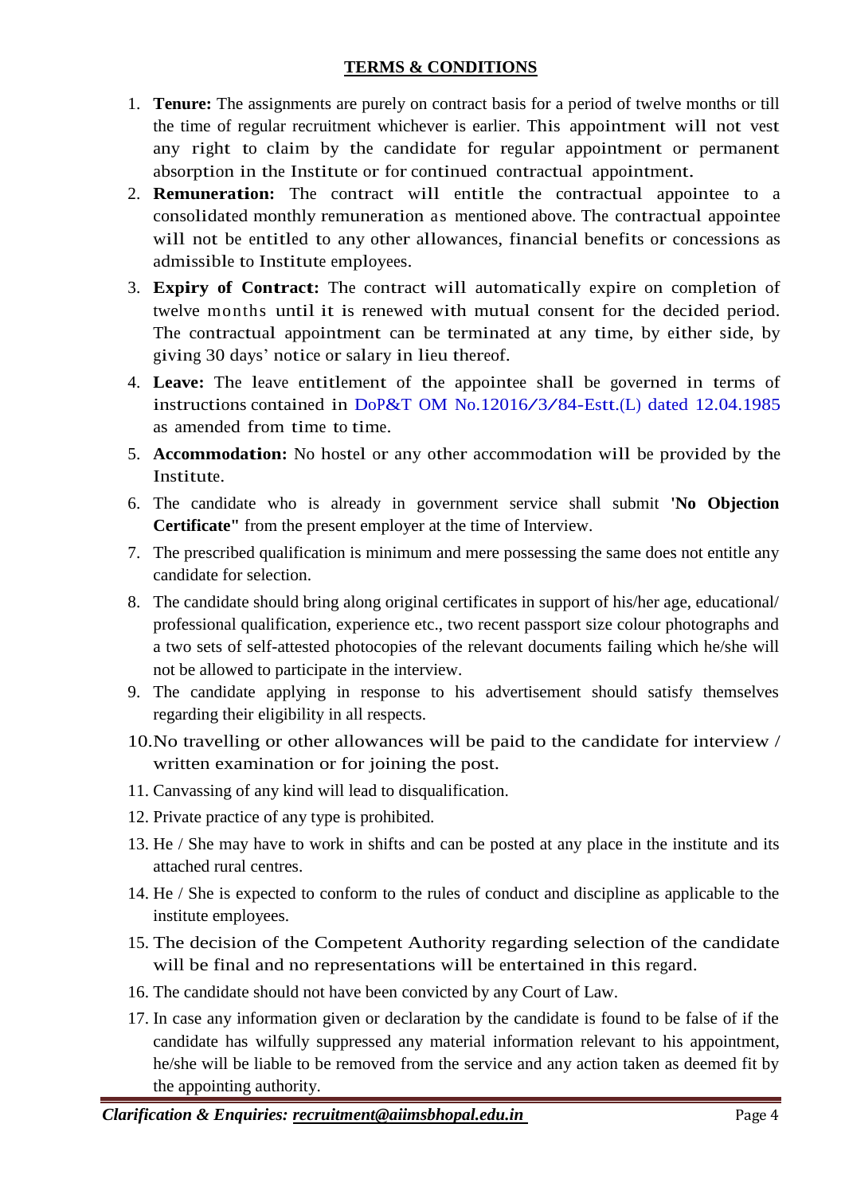## TERMS & CONDITIONS

1. **Tenure:** The assignments are purely on contract basis for a period of twelve months or till the time of regular recruitment whichever is earlier. This appointment will not vest any right to claim by the candidate for regular appointment or permanent absorption in the Institute or for continued contractual appointment.
2. **Remuneration:** The contract will entitle the contractual appointee to a consolidated monthly remuneration as mentioned above. The contractual appointee will not be entitled to any other allowances, financial benefits or concessions as admissible to Institute employees.
3. **Expiry of Contract:** The contract will automatically expire on completion of twelve months until it is renewed with mutual consent for the decided period. The contractual appointment can be terminated at any time, by either side, by giving 30 days' notice or salary in lieu thereof.
4. **Leave:** The leave entitlement of the appointee shall be governed in terms of instructions contained in DoP&T OM No.12016/3/84-Estt.(L) dated 12.04.1985 as amended from time to time.
5. **Accommodation:** No hostel or any other accommodation will be provided by the Institute.
6. The candidate who is already in government service shall submit **'No Objection Certificate"** from the present employer at the time of Interview.
7. The prescribed qualification is minimum and mere possessing the same does not entitle any candidate for selection.
8. The candidate should bring along original certificates in support of his/her age, educational/ professional qualification, experience etc., two recent passport size colour photographs and a two sets of self-attested photocopies of the relevant documents failing which he/she will not be allowed to participate in the interview.
9. The candidate applying in response to his advertisement should satisfy themselves regarding their eligibility in all respects.
10. No travelling or other allowances will be paid to the candidate for interview / written examination or for joining the post.
11. Canvassing of any kind will lead to disqualification.
12. Private practice of any type is prohibited.
13. He / She may have to work in shifts and can be posted at any place in the institute and its attached rural centres.
14. He / She is expected to conform to the rules of conduct and discipline as applicable to the institute employees.
15. The decision of the Competent Authority regarding selection of the candidate will be final and no representations will be entertained in this regard.
16. The candidate should not have been convicted by any Court of Law.
17. In case any information given or declaration by the candidate is found to be false of if the candidate has wilfully suppressed any material information relevant to his appointment, he/she will be liable to be removed from the service and any action taken as deemed fit by the appointing authority.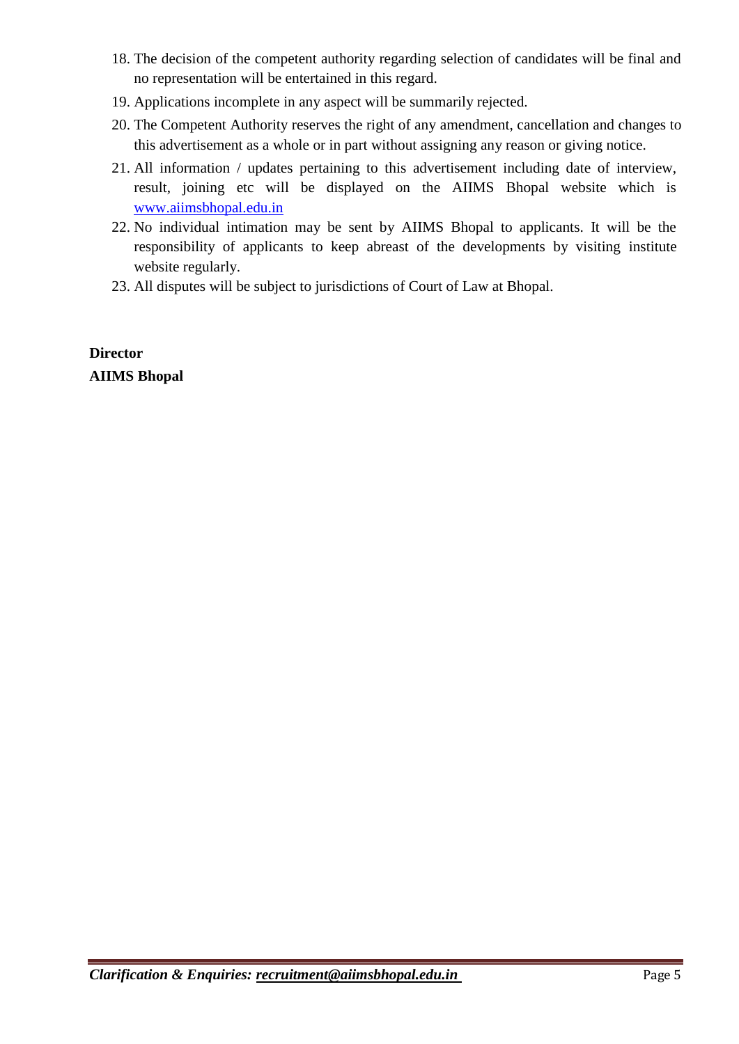18. The decision of the competent authority regarding selection of candidates will be final and no representation will be entertained in this regard.
19. Applications incomplete in any aspect will be summarily rejected.
20. The Competent Authority reserves the right of any amendment, cancellation and changes to this advertisement as a whole or in part without assigning any reason or giving notice.
21. All information / updates pertaining to this advertisement including date of interview, result, joining etc will be displayed on the AIIMS Bhopal website which is www.aiimsbhopal.edu.in
22. No individual intimation may be sent by AIIMS Bhopal to applicants. It will be the responsibility of applicants to keep abreast of the developments by visiting institute website regularly.
23. All disputes will be subject to jurisdictions of Court of Law at Bhopal.

**Director**
**AIIMS Bhopal**

***Clarification & Enquiries: recruitment@aiimsbhopal.edu.in***